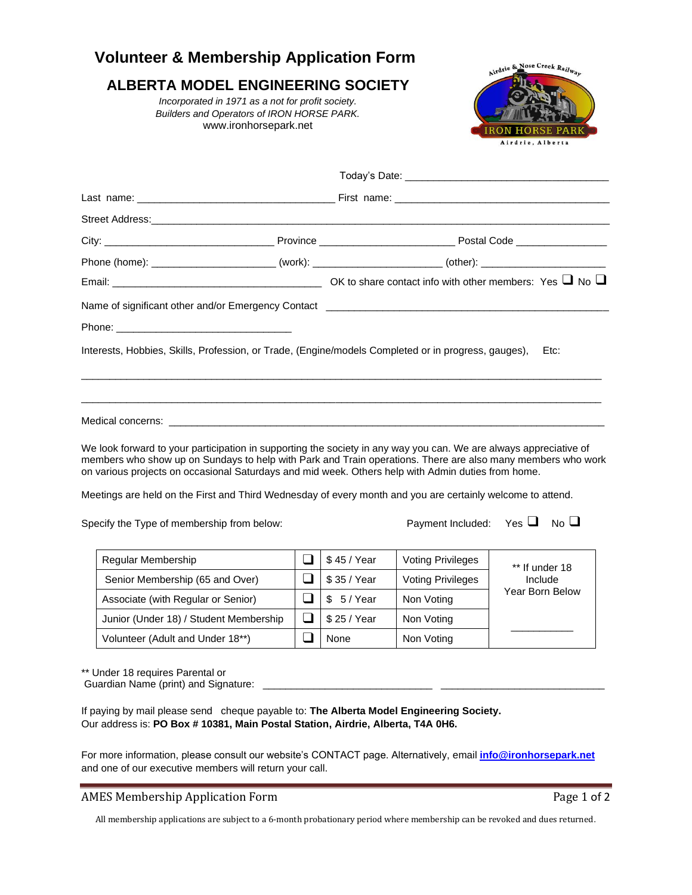# Volunteer & Membership Application Form

## ALBERTA MODEL ENGINEERING SOCIETY

*Incorporated in 1971 as a not for profit society.*
*Builders and Operators of IRON HORSE PARK.*
www.ironhorsepark.net

Airdrie & Nose Creek Railway
IRON HORSE PARK
Airdrie, Alberta

Today's Date: ___________________________________

Last name: ___________________________________ First name: ___________________________________

Street Address: ___________________________________________________________________________

City: ____________________________ Province ______________________ Postal Code _______________

Phone (home): ____________________ (work): ______________________ (other): _____________________

Email: __________________________________ OK to share contact info with other members: Yes ❑ No ❑

Name of significant other and/or Emergency Contact ______________________________________________

Phone: ______________________________

Interests, Hobbies, Skills, Profession, or Trade, (Engine/models Completed or in progress, gauges), Etc:

___________________________________________________________________________________________

___________________________________________________________________________________________

Medical concerns: ___________________________________________________________________________

We look forward to your participation in supporting the society in any way you can. We are always appreciative of members who show up on Sundays to help with Park and Train operations. There are also many members who work on various projects on occasional Saturdays and mid week. Others help with Admin duties from home.

Meetings are held on the First and Third Wednesday of every month and you are certainly welcome to attend.

Specify the Type of membership from below: Payment Included: Yes ❑ No ❑

| Membership Type | | Fee | Privileges | |
|---|---|---|---|---|
| Regular Membership | ❑ | $ 45 / Year | Voting Privileges | ** If under 18 Include Year Born Below |
| Senior Membership (65 and Over) | ❑ | $ 35 / Year | Voting Privileges | |
| Associate (with Regular or Senior) | ❑ | $ 5 / Year | Non Voting | |
| Junior (Under 18) / Student Membership | ❑ | $ 25 / Year | Non Voting | __________ |
| Volunteer (Adult and Under 18**) | ❑ | None | Non Voting | |

** Under 18 requires Parental or Guardian Name (print) and Signature: ____________________________ ____________________________

If paying by mail please send cheque payable to: **The Alberta Model Engineering Society.**
Our address is: **PO Box # 10381, Main Postal Station, Airdrie, Alberta, T4A 0H6.**

For more information, please consult our website's CONTACT page. Alternatively, email **info@ironhorsepark.net** and one of our executive members will return your call.

All membership applications are subject to a 6-month probationary period where membership can be revoked and dues returned.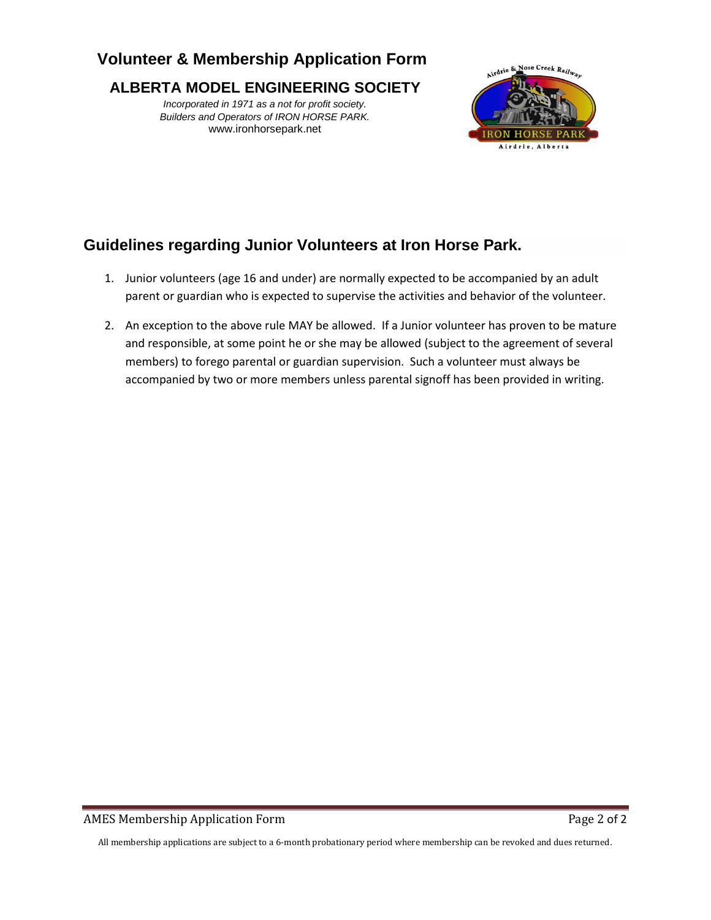# Volunteer & Membership Application Form

## ALBERTA MODEL ENGINEERING SOCIETY

*Incorporated in 1971 as a not for profit society.*
*Builders and Operators of IRON HORSE PARK.*
www.ironhorsepark.net

## Guidelines regarding Junior Volunteers at Iron Horse Park.

1. Junior volunteers (age 16 and under) are normally expected to be accompanied by an adult parent or guardian who is expected to supervise the activities and behavior of the volunteer.
2. An exception to the above rule MAY be allowed. If a Junior volunteer has proven to be mature and responsible, at some point he or she may be allowed (subject to the agreement of several members) to forego parental or guardian supervision. Such a volunteer must always be accompanied by two or more members unless parental signoff has been provided in writing.

All membership applications are subject to a 6-month probationary period where membership can be revoked and dues returned.